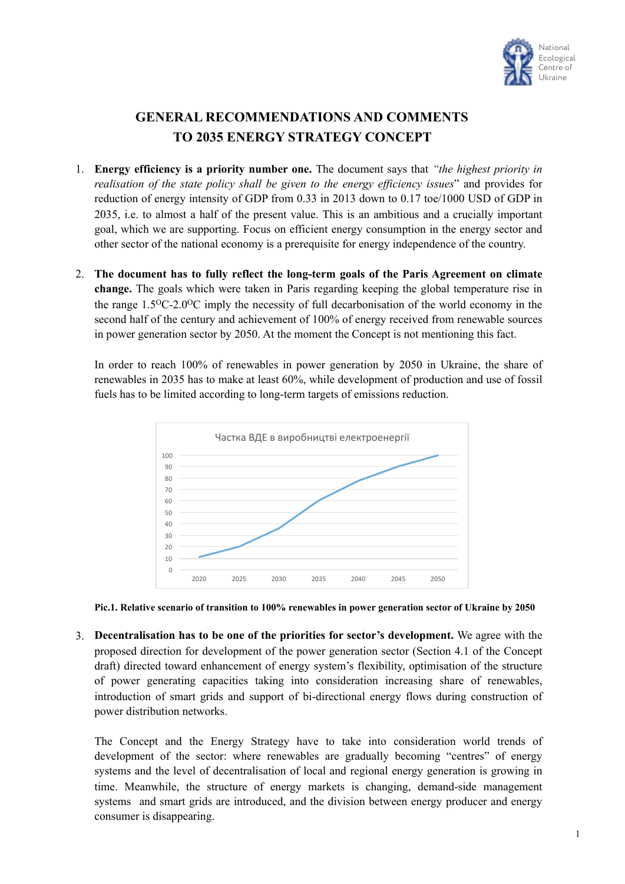National Ecological Centre of Ukraine

# GENERAL RECOMMENDATIONS AND COMMENTS TO 2035 ENERGY STRATEGY CONCEPT

1. **Energy efficiency is a priority number one.** The document says that *"the highest priority in realisation of the state policy shall be given to the energy efficiency issues*" and provides for reduction of energy intensity of GDP from 0.33 in 2013 down to 0.17 toe/1000 USD of GDP in 2035, i.e. to almost a half of the present value. This is an ambitious and a crucially important goal, which we are supporting. Focus on efficient energy consumption in the energy sector and other sector of the national economy is a prerequisite for energy independence of the country.

2. **The document has to fully reflect the long-term goals of the Paris Agreement on climate change.** The goals which were taken in Paris regarding keeping the global temperature rise in the range 1.5$^{O}$C-2.0$^{O}$C imply the necessity of full decarbonisation of the world economy in the second half of the century and achievement of 100% of energy received from renewable sources in power generation sector by 2050. At the moment the Concept is not mentioning this fact.

   In order to reach 100% of renewables in power generation by 2050 in Ukraine, the share of renewables in 2035 has to make at least 60%, while development of production and use of fossil fuels has to be limited according to long-term targets of emissions reduction.

   Частка ВДЕ в виробництві електроенергії

   **Pic.1. Relative scenario of transition to 100% renewables in power generation sector of Ukraine by 2050**

3. **Decentralisation has to be one of the priorities for sector's development.** We agree with the proposed direction for development of the power generation sector (Section 4.1 of the Concept draft) directed toward enhancement of energy system's flexibility, optimisation of the structure of power generating capacities taking into consideration increasing share of renewables, introduction of smart grids and support of bi-directional energy flows during construction of power distribution networks.

   The Concept and the Energy Strategy have to take into consideration world trends of development of the sector: where renewables are gradually becoming "centres" of energy systems and the level of decentralisation of local and regional energy generation is growing in time. Meanwhile, the structure of energy markets is changing, demand-side management systems and smart grids are introduced, and the division between energy producer and energy consumer is disappearing.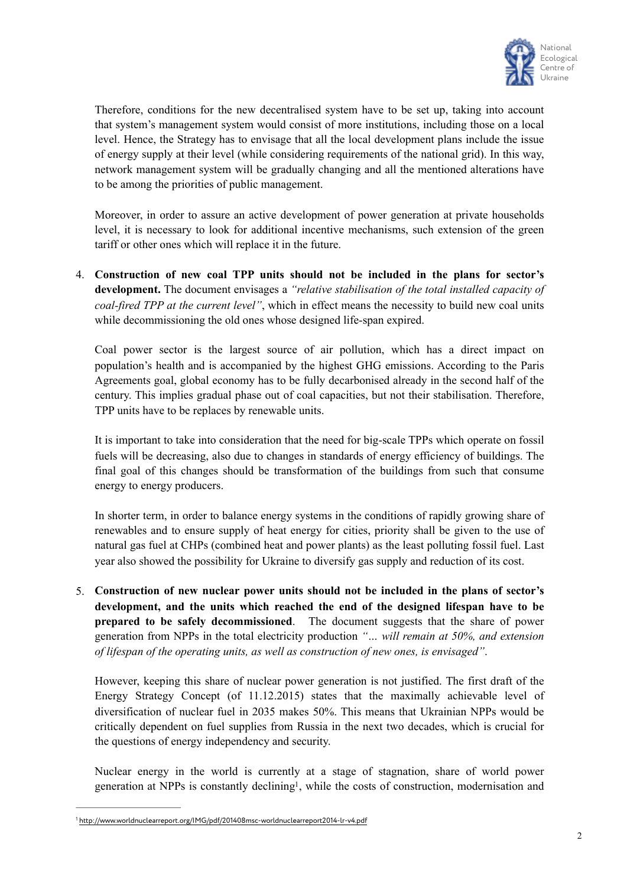Therefore, conditions for the new decentralised system have to be set up, taking into account that system's management system would consist of more institutions, including those on a local level. Hence, the Strategy has to envisage that all the local development plans include the issue of energy supply at their level (while considering requirements of the national grid). In this way, network management system will be gradually changing and all the mentioned alterations have to be among the priorities of public management.

Moreover, in order to assure an active development of power generation at private households level, it is necessary to look for additional incentive mechanisms, such extension of the green tariff or other ones which will replace it in the future.

4. **Construction of new coal TPP units should not be included in the plans for sector's development.** The document envisages a *"relative stabilisation of the total installed capacity of coal-fired TPP at the current level"*, which in effect means the necessity to build new coal units while decommissioning the old ones whose designed life-span expired.

   Coal power sector is the largest source of air pollution, which has a direct impact on population's health and is accompanied by the highest GHG emissions. According to the Paris Agreements goal, global economy has to be fully decarbonised already in the second half of the century. This implies gradual phase out of coal capacities, but not their stabilisation. Therefore, TPP units have to be replaces by renewable units.

   It is important to take into consideration that the need for big-scale TPPs which operate on fossil fuels will be decreasing, also due to changes in standards of energy efficiency of buildings. The final goal of this changes should be transformation of the buildings from such that consume energy to energy producers.

   In shorter term, in order to balance energy systems in the conditions of rapidly growing share of renewables and to ensure supply of heat energy for cities, priority shall be given to the use of natural gas fuel at CHPs (combined heat and power plants) as the least polluting fossil fuel. Last year also showed the possibility for Ukraine to diversify gas supply and reduction of its cost.

5. **Construction of new nuclear power units should not be included in the plans of sector's development, and the units which reached the end of the designed lifespan have to be prepared to be safely decommissioned**. The document suggests that the share of power generation from NPPs in the total electricity production *"... will remain at 50%, and extension of lifespan of the operating units, as well as construction of new ones, is envisaged"*.

   However, keeping this share of nuclear power generation is not justified. The first draft of the Energy Strategy Concept (of 11.12.2015) states that the maximally achievable level of diversification of nuclear fuel in 2035 makes 50%. This means that Ukrainian NPPs would be critically dependent on fuel supplies from Russia in the next two decades, which is crucial for the questions of energy independency and security.

   Nuclear energy in the world is currently at a stage of stagnation, share of world power generation at NPPs is constantly declining[1], while the costs of construction, modernisation and

[1] http://www.worldnuclearreport.org/IMG/pdf/201408msc-worldnuclearreport2014-lr-v4.pdf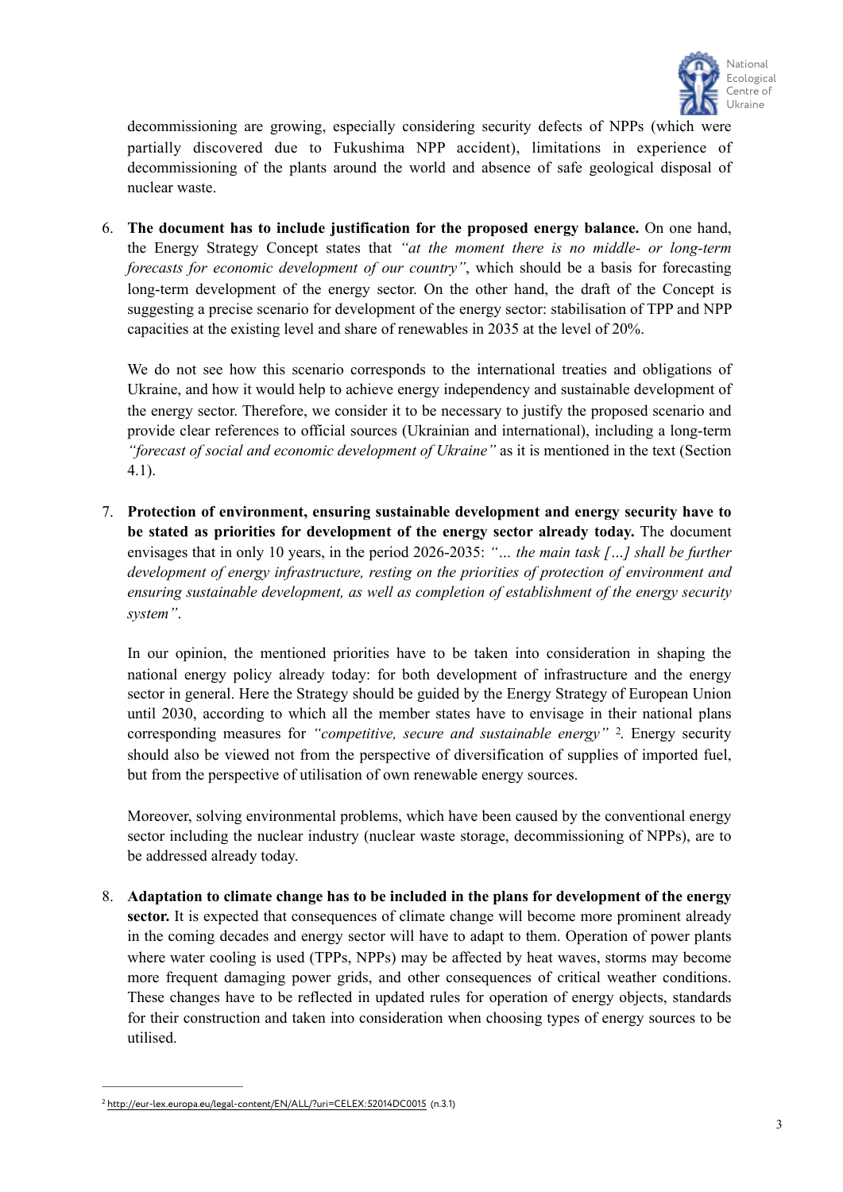decommissioning are growing, especially considering security defects of NPPs (which were partially discovered due to Fukushima NPP accident), limitations in experience of decommissioning of the plants around the world and absence of safe geological disposal of nuclear waste.

6. **The document has to include justification for the proposed energy balance.** On one hand, the Energy Strategy Concept states that *"at the moment there is no middle- or long-term forecasts for economic development of our country"*, which should be a basis for forecasting long-term development of the energy sector. On the other hand, the draft of the Concept is suggesting a precise scenario for development of the energy sector: stabilisation of TPP and NPP capacities at the existing level and share of renewables in 2035 at the level of 20%.

   We do not see how this scenario corresponds to the international treaties and obligations of Ukraine, and how it would help to achieve energy independency and sustainable development of the energy sector. Therefore, we consider it to be necessary to justify the proposed scenario and provide clear references to official sources (Ukrainian and international), including a long-term *"forecast of social and economic development of Ukraine"* as it is mentioned in the text (Section 4.1).

7. **Protection of environment, ensuring sustainable development and energy security have to be stated as priorities for development of the energy sector already today.** The document envisages that in only 10 years, in the period 2026-2035: *"… the main task […] shall be further development of energy infrastructure, resting on the priorities of protection of environment and ensuring sustainable development, as well as completion of establishment of the energy security system"*.

   In our opinion, the mentioned priorities have to be taken into consideration in shaping the national energy policy already today: for both development of infrastructure and the energy sector in general. Here the Strategy should be guided by the Energy Strategy of European Union until 2030, according to which all the member states have to envisage in their national plans corresponding measures for *"competitive, secure and sustainable energy"* [2]. Energy security should also be viewed not from the perspective of diversification of supplies of imported fuel, but from the perspective of utilisation of own renewable energy sources.

   Moreover, solving environmental problems, which have been caused by the conventional energy sector including the nuclear industry (nuclear waste storage, decommissioning of NPPs), are to be addressed already today.

8. **Adaptation to climate change has to be included in the plans for development of the energy sector.** It is expected that consequences of climate change will become more prominent already in the coming decades and energy sector will have to adapt to them. Operation of power plants where water cooling is used (TPPs, NPPs) may be affected by heat waves, storms may become more frequent damaging power grids, and other consequences of critical weather conditions. These changes have to be reflected in updated rules for operation of energy objects, standards for their construction and taken into consideration when choosing types of energy sources to be utilised.

---

[2] http://eur-lex.europa.eu/legal-content/EN/ALL/?uri=CELEX:52014DC0015 (n.3.1)